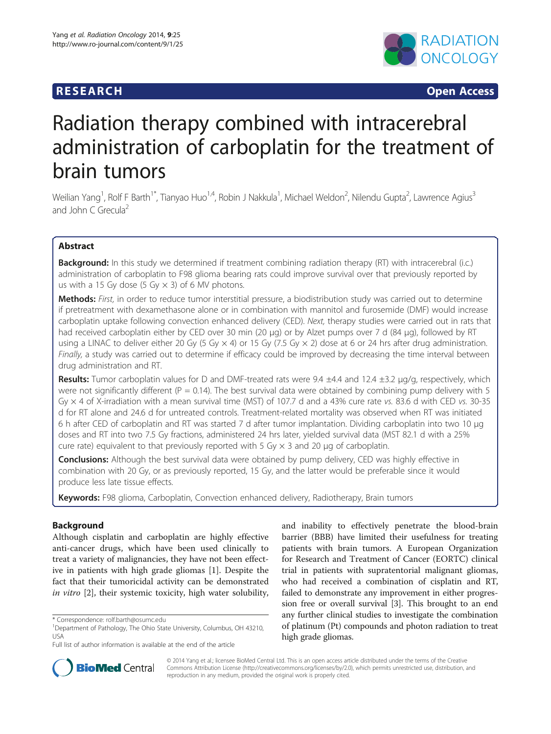**RESEARCH** **Open Access**

# Radiation therapy combined with intracerebral administration of carboplatin for the treatment of brain tumors

Weilian Yang[1], Rolf F Barth[1*], Tianyao Huo[1,4], Robin J Nakkula[1], Michael Weldon[2], Nilendu Gupta[2], Lawrence Agius[3] and John C Grecula[2]

## Abstract

**Background:** In this study we determined if treatment combining radiation therapy (RT) with intracerebral (i.c.) administration of carboplatin to F98 glioma bearing rats could improve survival over that previously reported by us with a 15 Gy dose (5 Gy × 3) of 6 MV photons.

**Methods:** *First,* in order to reduce tumor interstitial pressure, a biodistribution study was carried out to determine if pretreatment with dexamethasone alone or in combination with mannitol and furosemide (DMF) would increase carboplatin uptake following convection enhanced delivery (CED). *Next,* therapy studies were carried out in rats that had received carboplatin either by CED over 30 min (20 μg) or by Alzet pumps over 7 d (84 μg), followed by RT using a LINAC to deliver either 20 Gy (5 Gy × 4) or 15 Gy (7.5 Gy × 2) dose at 6 or 24 hrs after drug administration. *Finally,* a study was carried out to determine if efficacy could be improved by decreasing the time interval between drug administration and RT.

**Results:** Tumor carboplatin values for D and DMF-treated rats were 9.4 ±4.4 and 12.4 ±3.2 μg/g, respectively, which were not significantly different (P = 0.14). The best survival data were obtained by combining pump delivery with 5 Gy × 4 of X-irradiation with a mean survival time (MST) of 107.7 d and a 43% cure rate *vs.* 83.6 d with CED *vs.* 30-35 d for RT alone and 24.6 d for untreated controls. Treatment-related mortality was observed when RT was initiated 6 h after CED of carboplatin and RT was started 7 d after tumor implantation. Dividing carboplatin into two 10 μg doses and RT into two 7.5 Gy fractions, administered 24 hrs later, yielded survival data (MST 82.1 d with a 25% cure rate) equivalent to that previously reported with 5 Gy × 3 and 20 μg of carboplatin.

**Conclusions:** Although the best survival data were obtained by pump delivery, CED was highly effective in combination with 20 Gy, or as previously reported, 15 Gy, and the latter would be preferable since it would produce less late tissue effects.

**Keywords:** F98 glioma, Carboplatin, Convection enhanced delivery, Radiotherapy, Brain tumors

## Background

Although cisplatin and carboplatin are highly effective anti-cancer drugs, which have been used clinically to treat a variety of malignancies, they have not been effective in patients with high grade gliomas [1]. Despite the fact that their tumoricidal activity can be demonstrated *in vitro* [2], their systemic toxicity, high water solubility, and inability to effectively penetrate the blood-brain barrier (BBB) have limited their usefulness for treating patients with brain tumors. A European Organization for Research and Treatment of Cancer (EORTC) clinical trial in patients with supratentorial malignant gliomas, who had received a combination of cisplatin and RT, failed to demonstrate any improvement in either progression free or overall survival [3]. This brought to an end any further clinical studies to investigate the combination of platinum (Pt) compounds and photon radiation to treat high grade gliomas.

\* Correspondence: rolf.barth@osumc.edu
[1]Department of Pathology, The Ohio State University, Columbus, OH 43210, USA
Full list of author information is available at the end of the article

© 2014 Yang et al.; licensee BioMed Central Ltd. This is an open access article distributed under the terms of the Creative Commons Attribution License (http://creativecommons.org/licenses/by/2.0), which permits unrestricted use, distribution, and reproduction in any medium, provided the original work is properly cited.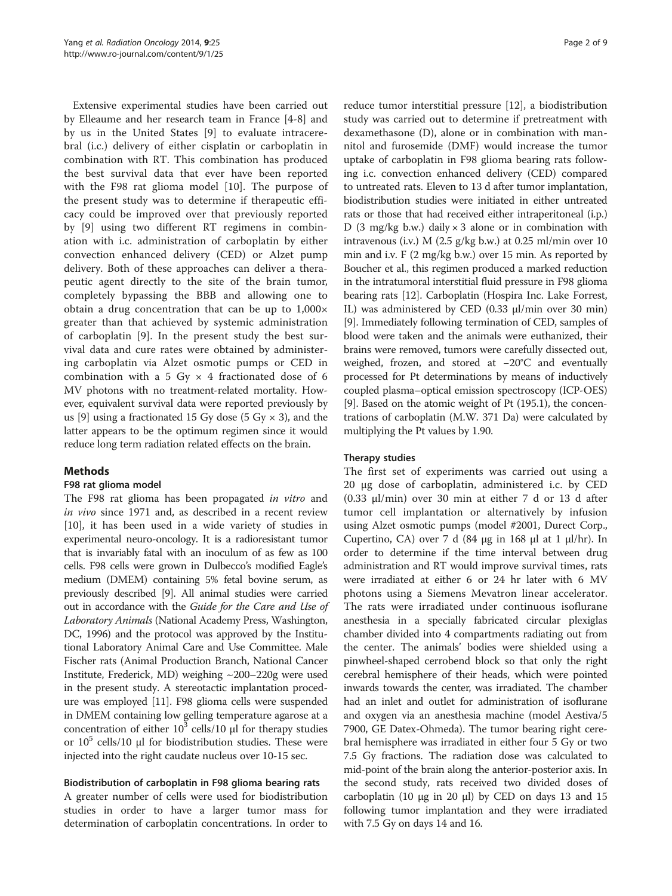Extensive experimental studies have been carried out by Elleaume and her research team in France [4-8] and by us in the United States [9] to evaluate intracerebral (i.c.) delivery of either cisplatin or carboplatin in combination with RT. This combination has produced the best survival data that ever have been reported with the F98 rat glioma model [10]. The purpose of the present study was to determine if therapeutic efficacy could be improved over that previously reported by [9] using two different RT regimens in combination with i.c. administration of carboplatin by either convection enhanced delivery (CED) or Alzet pump delivery. Both of these approaches can deliver a therapeutic agent directly to the site of the brain tumor, completely bypassing the BBB and allowing one to obtain a drug concentration that can be up to 1,000× greater than that achieved by systemic administration of carboplatin [9]. In the present study the best survival data and cure rates were obtained by administering carboplatin via Alzet osmotic pumps or CED in combination with a 5 Gy × 4 fractionated dose of 6 MV photons with no treatment-related mortality. However, equivalent survival data were reported previously by us [9] using a fractionated 15 Gy dose (5 Gy × 3), and the latter appears to be the optimum regimen since it would reduce long term radiation related effects on the brain.

## Methods

### F98 rat glioma model

The F98 rat glioma has been propagated *in vitro* and *in vivo* since 1971 and, as described in a recent review [10], it has been used in a wide variety of studies in experimental neuro-oncology. It is a radioresistant tumor that is invariably fatal with an inoculum of as few as 100 cells. F98 cells were grown in Dulbecco's modified Eagle's medium (DMEM) containing 5% fetal bovine serum, as previously described [9]. All animal studies were carried out in accordance with the *Guide for the Care and Use of Laboratory Animals* (National Academy Press, Washington, DC, 1996) and the protocol was approved by the Institutional Laboratory Animal Care and Use Committee. Male Fischer rats (Animal Production Branch, National Cancer Institute, Frederick, MD) weighing ~200–220g were used in the present study. A stereotactic implantation procedure was employed [11]. F98 glioma cells were suspended in DMEM containing low gelling temperature agarose at a concentration of either $10^3$ cells/10 μl for therapy studies or $10^5$ cells/10 μl for biodistribution studies. These were injected into the right caudate nucleus over 10-15 sec.

### Biodistribution of carboplatin in F98 glioma bearing rats

A greater number of cells were used for biodistribution studies in order to have a larger tumor mass for determination of carboplatin concentrations. In order to reduce tumor interstitial pressure [12], a biodistribution study was carried out to determine if pretreatment with dexamethasone (D), alone or in combination with mannitol and furosemide (DMF) would increase the tumor uptake of carboplatin in F98 glioma bearing rats following i.c. convection enhanced delivery (CED) compared to untreated rats. Eleven to 13 d after tumor implantation, biodistribution studies were initiated in either untreated rats or those that had received either intraperitoneal (i.p.) D (3 mg/kg b.w.) daily × 3 alone or in combination with intravenous (i.v.) M (2.5 g/kg b.w.) at 0.25 ml/min over 10 min and i.v. F (2 mg/kg b.w.) over 15 min. As reported by Boucher et al., this regimen produced a marked reduction in the intratumoral interstitial fluid pressure in F98 glioma bearing rats [12]. Carboplatin (Hospira Inc. Lake Forrest, IL) was administered by CED (0.33 μl/min over 30 min) [9]. Immediately following termination of CED, samples of blood were taken and the animals were euthanized, their brains were removed, tumors were carefully dissected out, weighed, frozen, and stored at −20°C and eventually processed for Pt determinations by means of inductively coupled plasma–optical emission spectroscopy (ICP-OES) [9]. Based on the atomic weight of Pt (195.1), the concentrations of carboplatin (M.W. 371 Da) were calculated by multiplying the Pt values by 1.90.

### Therapy studies

The first set of experiments was carried out using a 20 μg dose of carboplatin, administered i.c. by CED (0.33 μl/min) over 30 min at either 7 d or 13 d after tumor cell implantation or alternatively by infusion using Alzet osmotic pumps (model #2001, Durect Corp., Cupertino, CA) over 7 d (84 μg in 168 μl at 1 μl/hr). In order to determine if the time interval between drug administration and RT would improve survival times, rats were irradiated at either 6 or 24 hr later with 6 MV photons using a Siemens Mevatron linear accelerator. The rats were irradiated under continuous isoflurane anesthesia in a specially fabricated circular plexiglas chamber divided into 4 compartments radiating out from the center. The animals' bodies were shielded using a pinwheel-shaped cerrobend block so that only the right cerebral hemisphere of their heads, which were pointed inwards towards the center, was irradiated. The chamber had an inlet and outlet for administration of isoflurane and oxygen via an anesthesia machine (model Aestiva/5 7900, GE Datex-Ohmeda). The tumor bearing right cerebral hemisphere was irradiated in either four 5 Gy or two 7.5 Gy fractions. The radiation dose was calculated to mid-point of the brain along the anterior-posterior axis. In the second study, rats received two divided doses of carboplatin (10 μg in 20 μl) by CED on days 13 and 15 following tumor implantation and they were irradiated with 7.5 Gy on days 14 and 16.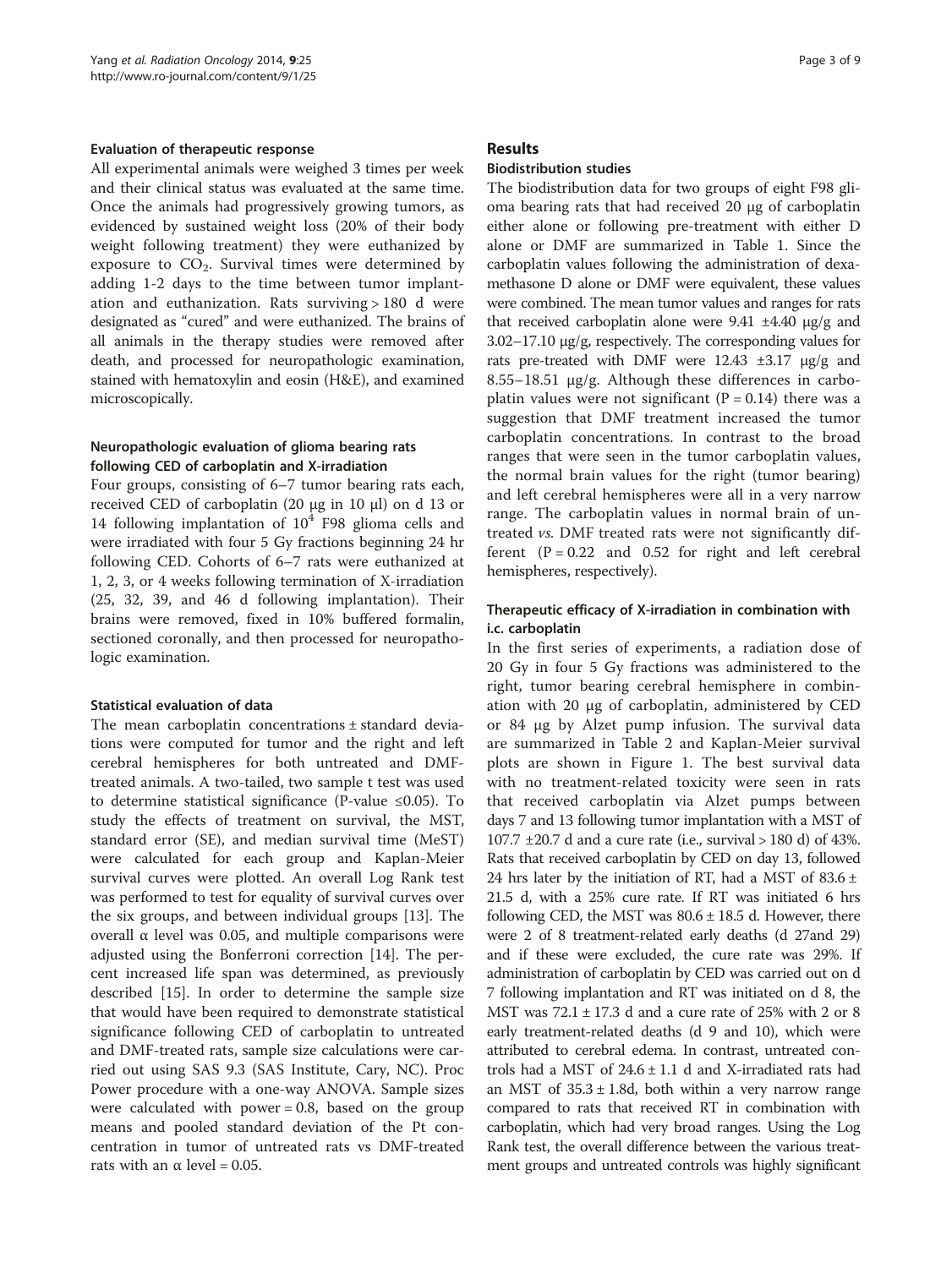### Evaluation of therapeutic response

All experimental animals were weighed 3 times per week and their clinical status was evaluated at the same time. Once the animals had progressively growing tumors, as evidenced by sustained weight loss (20% of their body weight following treatment) they were euthanized by exposure to $CO_2$. Survival times were determined by adding 1-2 days to the time between tumor implantation and euthanization. Rats surviving > 180 d were designated as "cured" and were euthanized. The brains of all animals in the therapy studies were removed after death, and processed for neuropathologic examination, stained with hematoxylin and eosin (H&E), and examined microscopically.

### Neuropathologic evaluation of glioma bearing rats following CED of carboplatin and X-irradiation

Four groups, consisting of 6–7 tumor bearing rats each, received CED of carboplatin (20 μg in 10 μl) on d 13 or 14 following implantation of $10^4$ F98 glioma cells and were irradiated with four 5 Gy fractions beginning 24 hr following CED. Cohorts of 6–7 rats were euthanized at 1, 2, 3, or 4 weeks following termination of X-irradiation (25, 32, 39, and 46 d following implantation). Their brains were removed, fixed in 10% buffered formalin, sectioned coronally, and then processed for neuropathologic examination.

### Statistical evaluation of data

The mean carboplatin concentrations ± standard deviations were computed for tumor and the right and left cerebral hemispheres for both untreated and DMF-treated animals. A two-tailed, two sample t test was used to determine statistical significance (P-value ≤0.05). To study the effects of treatment on survival, the MST, standard error (SE), and median survival time (MeST) were calculated for each group and Kaplan-Meier survival curves were plotted. An overall Log Rank test was performed to test for equality of survival curves over the six groups, and between individual groups [13]. The overall α level was 0.05, and multiple comparisons were adjusted using the Bonferroni correction [14]. The percent increased life span was determined, as previously described [15]. In order to determine the sample size that would have been required to demonstrate statistical significance following CED of carboplatin to untreated and DMF-treated rats, sample size calculations were carried out using SAS 9.3 (SAS Institute, Cary, NC). Proc Power procedure with a one-way ANOVA. Sample sizes were calculated with power = 0.8, based on the group means and pooled standard deviation of the Pt concentration in tumor of untreated rats vs DMF-treated rats with an α level = 0.05.

## Results

### Biodistribution studies

The biodistribution data for two groups of eight F98 glioma bearing rats that had received 20 μg of carboplatin either alone or following pre-treatment with either D alone or DMF are summarized in Table 1. Since the carboplatin values following the administration of dexamethasone D alone or DMF were equivalent, these values were combined. The mean tumor values and ranges for rats that received carboplatin alone were 9.41 ±4.40 μg/g and 3.02–17.10 μg/g, respectively. The corresponding values for rats pre-treated with DMF were 12.43 ±3.17 μg/g and 8.55–18.51 μg/g. Although these differences in carboplatin values were not significant (P = 0.14) there was a suggestion that DMF treatment increased the tumor carboplatin concentrations. In contrast to the broad ranges that were seen in the tumor carboplatin values, the normal brain values for the right (tumor bearing) and left cerebral hemispheres were all in a very narrow range. The carboplatin values in normal brain of untreated *vs.* DMF treated rats were not significantly different (P = 0.22 and 0.52 for right and left cerebral hemispheres, respectively).

### Therapeutic efficacy of X-irradiation in combination with i.c. carboplatin

In the first series of experiments, a radiation dose of 20 Gy in four 5 Gy fractions was administered to the right, tumor bearing cerebral hemisphere in combination with 20 μg of carboplatin, administered by CED or 84 μg by Alzet pump infusion. The survival data are summarized in Table 2 and Kaplan-Meier survival plots are shown in Figure 1. The best survival data with no treatment-related toxicity were seen in rats that received carboplatin via Alzet pumps between days 7 and 13 following tumor implantation with a MST of 107.7 ±20.7 d and a cure rate (i.e., survival > 180 d) of 43%. Rats that received carboplatin by CED on day 13, followed 24 hrs later by the initiation of RT, had a MST of 83.6 ± 21.5 d, with a 25% cure rate. If RT was initiated 6 hrs following CED, the MST was 80.6 ± 18.5 d. However, there were 2 of 8 treatment-related early deaths (d 27and 29) and if these were excluded, the cure rate was 29%. If administration of carboplatin by CED was carried out on d 7 following implantation and RT was initiated on d 8, the MST was 72.1 ± 17.3 d and a cure rate of 25% with 2 or 8 early treatment-related deaths (d 9 and 10), which were attributed to cerebral edema. In contrast, untreated controls had a MST of 24.6 ± 1.1 d and X-irradiated rats had an MST of 35.3 ± 1.8d, both within a very narrow range compared to rats that received RT in combination with carboplatin, which had very broad ranges. Using the Log Rank test, the overall difference between the various treatment groups and untreated controls was highly significant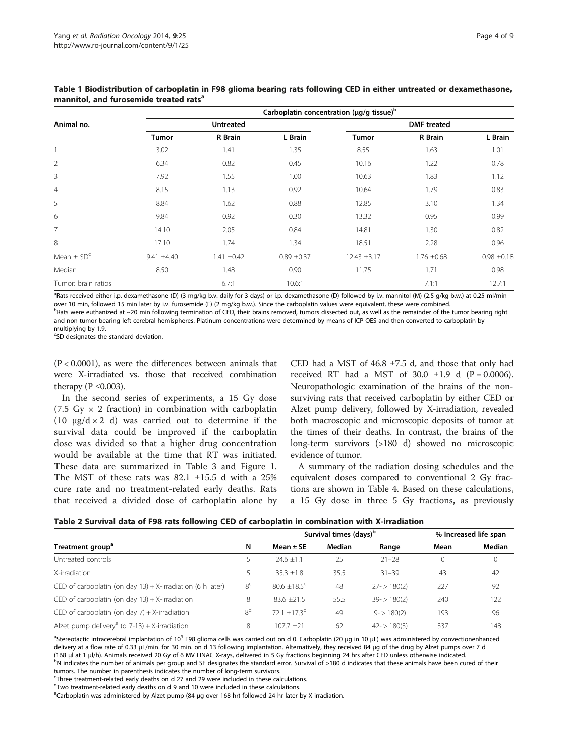**Table 1 Biodistribution of carboplatin in F98 glioma bearing rats following CED in either untreated or dexamethasone, mannitol, and furosemide treated rats[a]**

| Animal no. | Carboplatin concentration (μg/g tissue)[b] | | | | | |
|---|---|---|---|---|---|---|
| | Untreated | | | DMF treated | | |
| | Tumor | R Brain | L Brain | Tumor | R Brain | L Brain |
| 1 | 3.02 | 1.41 | 1.35 | 8.55 | 1.63 | 1.01 |
| 2 | 6.34 | 0.82 | 0.45 | 10.16 | 1.22 | 0.78 |
| 3 | 7.92 | 1.55 | 1.00 | 10.63 | 1.83 | 1.12 |
| 4 | 8.15 | 1.13 | 0.92 | 10.64 | 1.79 | 0.83 |
| 5 | 8.84 | 1.62 | 0.88 | 12.85 | 3.10 | 1.34 |
| 6 | 9.84 | 0.92 | 0.30 | 13.32 | 0.95 | 0.99 |
| 7 | 14.10 | 2.05 | 0.84 | 14.81 | 1.30 | 0.82 |
| 8 | 17.10 | 1.74 | 1.34 | 18.51 | 2.28 | 0.96 |
| Mean ± SD[c] | 9.41 ±4.40 | 1.41 ±0.42 | 0.89 ±0.37 | 12.43 ±3.17 | 1.76 ±0.68 | 0.98 ±0.18 |
| Median | 8.50 | 1.48 | 0.90 | 11.75 | 1.71 | 0.98 |
| Tumor: brain ratios | | 6.7:1 | 10.6:1 | | 7.1:1 | 12.7:1 |

[a]Rats received either i.p. dexamethasone (D) (3 mg/kg b.v. daily for 3 days) or i.p. dexamethasone (D) followed by i.v. mannitol (M) (2.5 g/kg b.w.) at 0.25 ml/min over 10 min, followed 15 min later by i.v. furosemide (F) (2 mg/kg b.w.). Since the carboplatin values were equivalent, these were combined.
[b]Rats were euthanized at ~20 min following termination of CED, their brains removed, tumors dissected out, as well as the remainder of the tumor bearing right and non-tumor bearing left cerebral hemispheres. Platinum concentrations were determined by means of ICP-OES and then converted to carboplatin by multiplying by 1.9.
[c]SD designates the standard deviation.

($P < 0.0001$), as were the differences between animals that were X-irradiated vs. those that received combination therapy ($P \leq 0.003$).

In the second series of experiments, a 15 Gy dose (7.5 Gy × 2 fraction) in combination with carboplatin (10 μg/d × 2 d) was carried out to determine if the survival data could be improved if the carboplatin dose was divided so that a higher drug concentration would be available at the time that RT was initiated. These data are summarized in Table 3 and Figure 1. The MST of these rats was 82.1 ±15.5 d with a 25% cure rate and no treatment-related early deaths. Rats that received a divided dose of carboplatin alone by CED had a MST of 46.8 ±7.5 d, and those that only had received RT had a MST of 30.0 ±1.9 d ($P = 0.0006$). Neuropathologic examination of the brains of the non-surviving rats that received carboplatin by either CED or Alzet pump delivery, followed by X-irradiation, revealed both macroscopic and microscopic deposits of tumor at the times of their deaths. In contrast, the brains of the long-term survivors (>180 d) showed no microscopic evidence of tumor.

A summary of the radiation dosing schedules and the equivalent doses compared to conventional 2 Gy fractions are shown in Table 4. Based on these calculations, a 15 Gy dose in three 5 Gy fractions, as previously

**Table 2 Survival data of F98 rats following CED of carboplatin in combination with X-irradiation**

| Treatment group[a] | N | Survival times (days)[b] | | | % Increased life span | |
|---|---|---|---|---|---|---|
| | | Mean ± SE | Median | Range | Mean | Median |
| Untreated controls | 5 | 24.6 ±1.1 | 25 | 21–28 | 0 | 0 |
| X-irradiation | 5 | 35.3 ±1.8 | 35.5 | 31–39 | 43 | 42 |
| CED of carboplatin (on day 13) + X-irradiation (6 h later) | 8[c] | 80.6 ±18.5[c] | 48 | 27- > 180(2) | 227 | 92 |
| CED of carboplatin (on day 13) + X-irradiation | 8 | 83.6 ±21.5 | 55.5 | 39- > 180(2) | 240 | 122 |
| CED of carboplatin (on day 7) + X-irradiation | 8[d] | 72.1 ±17.3[d] | 49 | 9- > 180(2) | 193 | 96 |
| Alzet pump delivery[e] (d 7-13) + X-irradiation | 8 | 107.7 ±21 | 62 | 42- > 180(3) | 337 | 148 |

[a]Stereotactic intracerebral implantation of $10^3$ F98 glioma cells was carried out on d 0. Carboplatin (20 μg in 10 μL) was administered by convectionenhanced delivery at a flow rate of 0.33 μL/min. for 30 min. on d 13 following implantation. Alternatively, they received 84 μg of the drug by Alzet pumps over 7 d (168 μl at 1 μl/h). Animals received 20 Gy of 6 MV LINAC X-rays, delivered in 5 Gy fractions beginning 24 hrs after CED unless otherwise indicated.
[b]N indicates the number of animals per group and SE designates the standard error. Survival of >180 d indicates that these animals have been cured of their tumors. The number in parenthesis indicates the number of long-term survivors.
[c]Three treatment-related early deaths on d 27 and 29 were included in these calculations.
[d]Two treatment-related early deaths on d 9 and 10 were included in these calculations.
[e]Carboplatin was administered by Alzet pump (84 μg over 168 hr) followed 24 hr later by X-irradiation.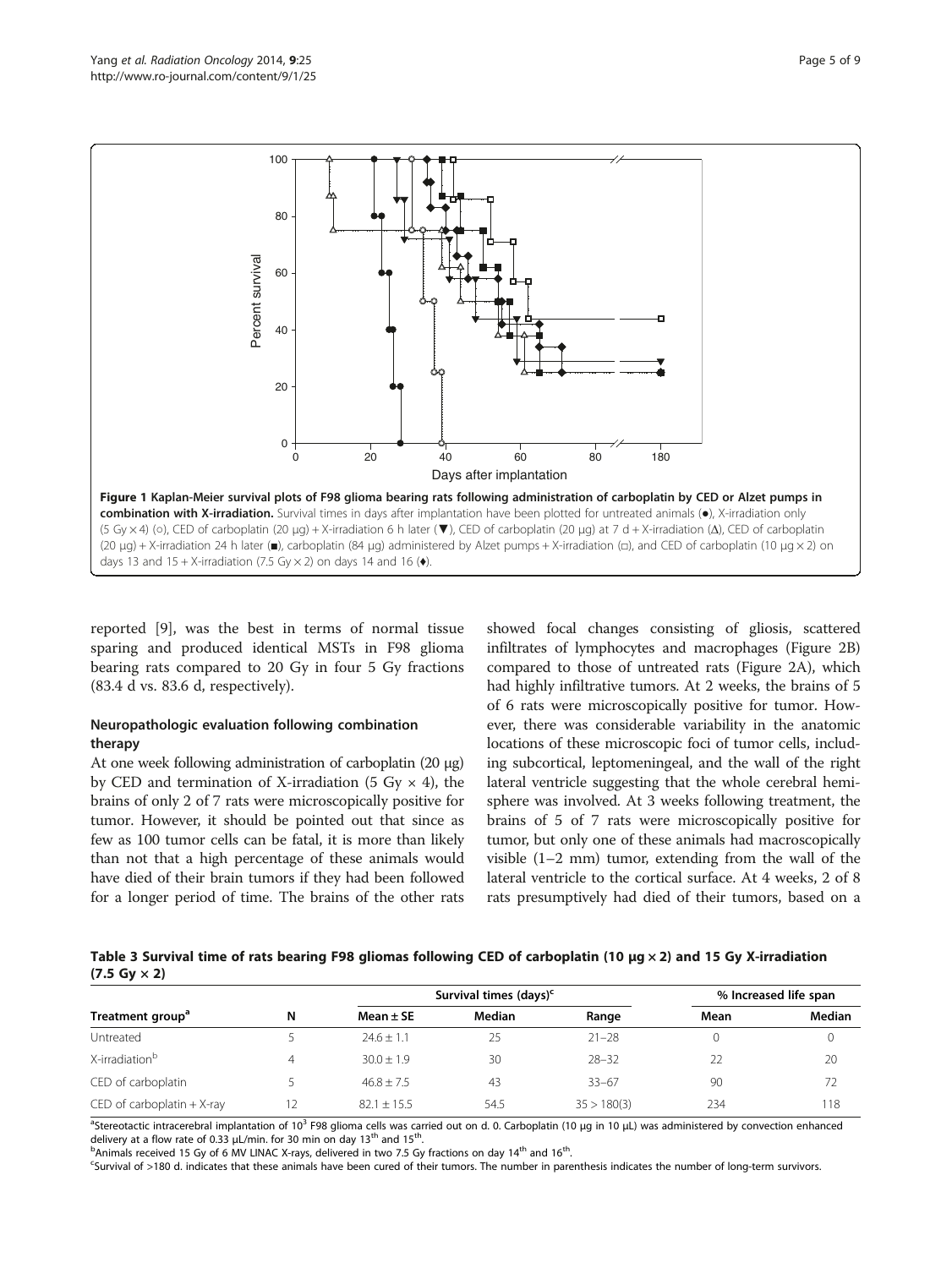**Figure 1 Kaplan-Meier survival plots of F98 glioma bearing rats following administration of carboplatin by CED or Alzet pumps in combination with X-irradiation.** Survival times in days after implantation have been plotted for untreated animals (●), X-irradiation only (5 Gy × 4) (○), CED of carboplatin (20 μg) + X-irradiation 6 h later (▼), CED of carboplatin (20 μg) at 7 d + X-irradiation (Δ), CED of carboplatin (20 μg) + X-irradiation 24 h later (■), carboplatin (84 μg) administered by Alzet pumps + X-irradiation (□), and CED of carboplatin (10 μg × 2) on days 13 and 15 + X-irradiation (7.5 Gy × 2) on days 14 and 16 (♦).

reported [9], was the best in terms of normal tissue sparing and produced identical MSTs in F98 glioma bearing rats compared to 20 Gy in four 5 Gy fractions (83.4 d vs. 83.6 d, respectively).

### Neuropathologic evaluation following combination therapy

At one week following administration of carboplatin (20 μg) by CED and termination of X-irradiation (5 Gy × 4), the brains of only 2 of 7 rats were microscopically positive for tumor. However, it should be pointed out that since as few as 100 tumor cells can be fatal, it is more than likely than not that a high percentage of these animals would have died of their brain tumors if they had been followed for a longer period of time. The brains of the other rats showed focal changes consisting of gliosis, scattered infiltrates of lymphocytes and macrophages (Figure 2B) compared to those of untreated rats (Figure 2A), which had highly infiltrative tumors. At 2 weeks, the brains of 5 of 6 rats were microscopically positive for tumor. However, there was considerable variability in the anatomic locations of these microscopic foci of tumor cells, including subcortical, leptomeningeal, and the wall of the right lateral ventricle suggesting that the whole cerebral hemisphere was involved. At 3 weeks following treatment, the brains of 5 of 7 rats were microscopically positive for tumor, but only one of these animals had macroscopically visible (1–2 mm) tumor, extending from the wall of the lateral ventricle to the cortical surface. At 4 weeks, 2 of 8 rats presumptively had died of their tumors, based on a

**Table 3 Survival time of rats bearing F98 gliomas following CED of carboplatin (10 μg × 2) and 15 Gy X-irradiation (7.5 Gy × 2)**

| Treatment group[a] | N | Survival times (days)[c] | | | % Increased life span | |
|---|---|---|---|---|---|---|
| | | Mean ± SE | Median | Range | Mean | Median |
| Untreated | 5 | 24.6 ± 1.1 | 25 | 21–28 | 0 | 0 |
| X-irradiation[b] | 4 | 30.0 ± 1.9 | 30 | 28–32 | 22 | 20 |
| CED of carboplatin | 5 | 46.8 ± 7.5 | 43 | 33–67 | 90 | 72 |
| CED of carboplatin + X-ray | 12 | 82.1 ± 15.5 | 54.5 | 35 > 180(3) | 234 | 118 |

[a]Stereotactic intracerebral implantation of $10^3$ F98 glioma cells was carried out on d. 0. Carboplatin (10 μg in 10 μL) was administered by convection enhanced delivery at a flow rate of 0.33 μL/min. for 30 min on day 13th and 15th.
[b]Animals received 15 Gy of 6 MV LINAC X-rays, delivered in two 7.5 Gy fractions on day 14th and 16th.
[c]Survival of >180 d. indicates that these animals have been cured of their tumors. The number in parenthesis indicates the number of long-term survivors.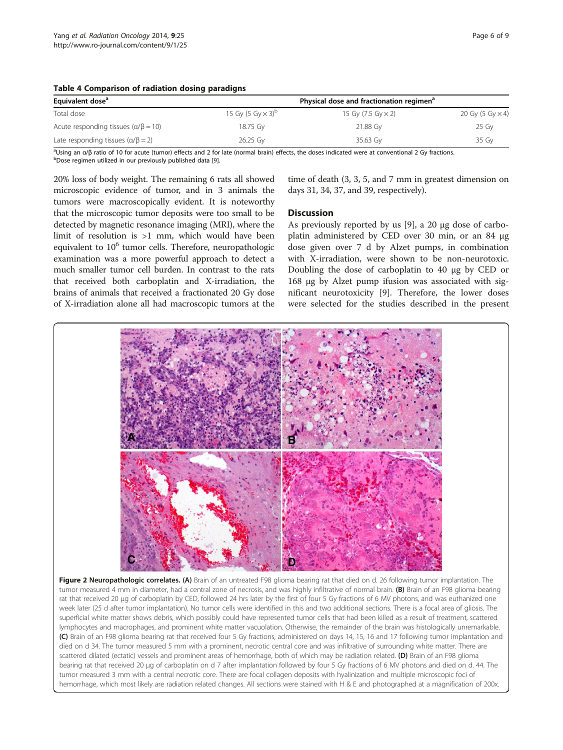**Table 4 Comparison of radiation dosing paradigns**

| Equivalent dose[a] | Physical dose and fractionation regimen[a] | | |
|---|---|---|---|
| Total dose | 15 Gy (5 Gy × 3)[b] | 15 Gy (7.5 Gy × 2) | 20 Gy (5 Gy × 4) |
| Acute responding tissues (α/β = 10) | 18.75 Gy | 21.88 Gy | 25 Gy |
| Late responding tissues (α/β = 2) | 26.25 Gy | 35.63 Gy | 35 Gy |

[a]Using an α/β ratio of 10 for acute (tumor) effects and 2 for late (normal brain) effects, the doses indicated were at conventional 2 Gy fractions.
[b]Dose regimen utilized in our previously published data [9].

20% loss of body weight. The remaining 6 rats all showed microscopic evidence of tumor, and in 3 animals the tumors were macroscopically evident. It is noteworthy that the microscopic tumor deposits were too small to be detected by magnetic resonance imaging (MRI), where the limit of resolution is >1 mm, which would have been equivalent to $10^6$ tumor cells. Therefore, neuropathologic examination was a more powerful approach to detect a much smaller tumor cell burden. In contrast to the rats that received both carboplatin and X-irradiation, the brains of animals that received a fractionated 20 Gy dose of X-irradiation alone all had macroscopic tumors at the time of death (3, 3, 5, and 7 mm in greatest dimension on days 31, 34, 37, and 39, respectively).

## Discussion

As previously reported by us [9], a 20 μg dose of carboplatin administered by CED over 30 min, or an 84 μg dose given over 7 d by Alzet pumps, in combination with X-irradiation, were shown to be non-neurotoxic. Doubling the dose of carboplatin to 40 μg by CED or 168 μg by Alzet pump ifusion was associated with significant neurotoxicity [9]. Therefore, the lower doses were selected for the studies described in the present

**Figure 2 Neuropathologic correlates. (A)** Brain of an untreated F98 glioma bearing rat that died on d. 26 following tumor implantation. The tumor measured 4 mm in diameter, had a central zone of necrosis, and was highly infiltrative of normal brain. **(B)** Brain of an F98 glioma bearing rat that received 20 μg of carboplatin by CED, followed 24 hrs later by the first of four 5 Gy fractions of 6 MV photons, and was euthanized one week later (25 d after tumor implantation). No tumor cells were identified in this and two additional sections. There is a focal area of gliosis. The superficial white matter shows debris, which possibly could have represented tumor cells that had been killed as a result of treatment, scattered lymphocytes and macrophages, and prominent white matter vacuolation. Otherwise, the remainder of the brain was histologically unremarkable. **(C)** Brain of an F98 glioma bearing rat that received four 5 Gy fractions, administered on days 14, 15, 16 and 17 following tumor implantation and died on d 34. The tumor measured 5 mm with a prominent, necrotic central core and was infiltrative of surrounding white matter. There are scattered dilated (ectatic) vessels and prominent areas of hemorrhage, both of which may be radiation related. **(D)** Brain of an F98 glioma bearing rat that received 20 μg of carboplatin on d 7 after implantation followed by four 5 Gy fractions of 6 MV photons and died on d. 44. The tumor measured 3 mm with a central necrotic core. There are focal collagen deposits with hyalinization and multiple microscopic foci of hemorrhage, which most likely are radiation related changes. All sections were stained with H & E and photographed at a magnification of 200x.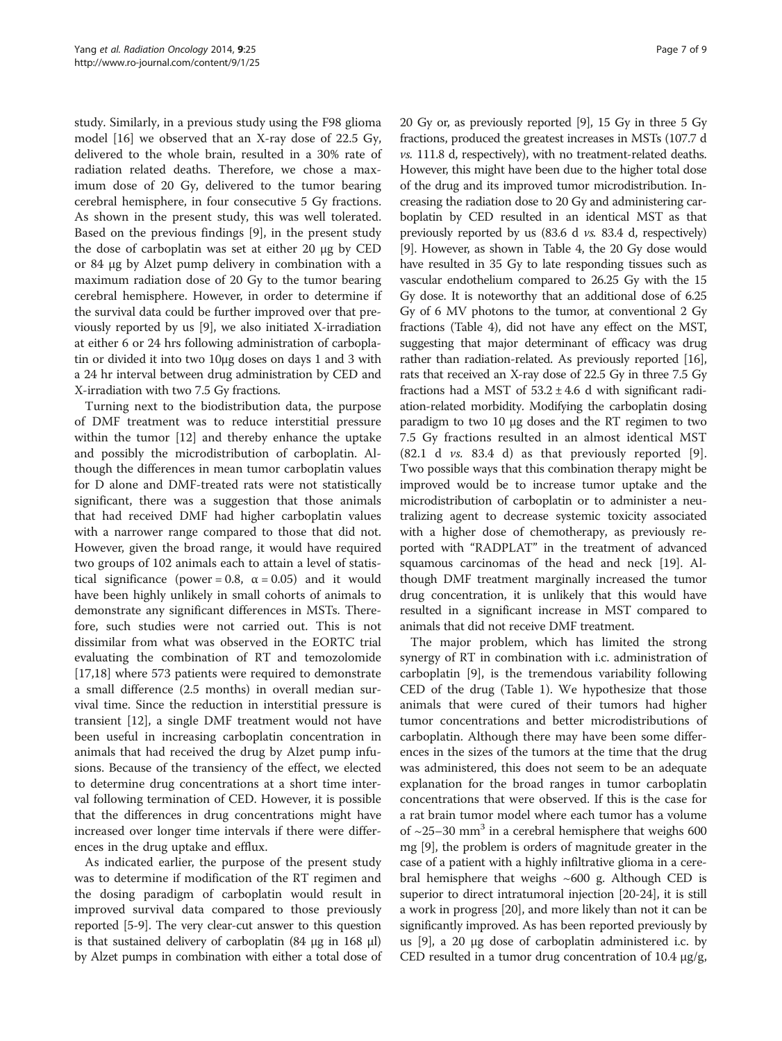study. Similarly, in a previous study using the F98 glioma model [16] we observed that an X-ray dose of 22.5 Gy, delivered to the whole brain, resulted in a 30% rate of radiation related deaths. Therefore, we chose a maximum dose of 20 Gy, delivered to the tumor bearing cerebral hemisphere, in four consecutive 5 Gy fractions. As shown in the present study, this was well tolerated. Based on the previous findings [9], in the present study the dose of carboplatin was set at either 20 μg by CED or 84 μg by Alzet pump delivery in combination with a maximum radiation dose of 20 Gy to the tumor bearing cerebral hemisphere. However, in order to determine if the survival data could be further improved over that previously reported by us [9], we also initiated X-irradiation at either 6 or 24 hrs following administration of carboplatin or divided it into two 10μg doses on days 1 and 3 with a 24 hr interval between drug administration by CED and X-irradiation with two 7.5 Gy fractions.

Turning next to the biodistribution data, the purpose of DMF treatment was to reduce interstitial pressure within the tumor [12] and thereby enhance the uptake and possibly the microdistribution of carboplatin. Although the differences in mean tumor carboplatin values for D alone and DMF-treated rats were not statistically significant, there was a suggestion that those animals that had received DMF had higher carboplatin values with a narrower range compared to those that did not. However, given the broad range, it would have required two groups of 102 animals each to attain a level of statistical significance (power = 0.8, $\alpha = 0.05$) and it would have been highly unlikely in small cohorts of animals to demonstrate any significant differences in MSTs. Therefore, such studies were not carried out. This is not dissimilar from what was observed in the EORTC trial evaluating the combination of RT and temozolomide [17,18] where 573 patients were required to demonstrate a small difference (2.5 months) in overall median survival time. Since the reduction in interstitial pressure is transient [12], a single DMF treatment would not have been useful in increasing carboplatin concentration in animals that had received the drug by Alzet pump infusions. Because of the transiency of the effect, we elected to determine drug concentrations at a short time interval following termination of CED. However, it is possible that the differences in drug concentrations might have increased over longer time intervals if there were differences in the drug uptake and efflux.

As indicated earlier, the purpose of the present study was to determine if modification of the RT regimen and the dosing paradigm of carboplatin would result in improved survival data compared to those previously reported [5-9]. The very clear-cut answer to this question is that sustained delivery of carboplatin (84 μg in 168 μl) by Alzet pumps in combination with either a total dose of 20 Gy or, as previously reported [9], 15 Gy in three 5 Gy fractions, produced the greatest increases in MSTs (107.7 d *vs.* 111.8 d, respectively), with no treatment-related deaths. However, this might have been due to the higher total dose of the drug and its improved tumor microdistribution. Increasing the radiation dose to 20 Gy and administering carboplatin by CED resulted in an identical MST as that previously reported by us (83.6 d *vs.* 83.4 d, respectively) [9]. However, as shown in Table 4, the 20 Gy dose would have resulted in 35 Gy to late responding tissues such as vascular endothelium compared to 26.25 Gy with the 15 Gy dose. It is noteworthy that an additional dose of 6.25 Gy of 6 MV photons to the tumor, at conventional 2 Gy fractions (Table 4), did not have any effect on the MST, suggesting that major determinant of efficacy was drug rather than radiation-related. As previously reported [16], rats that received an X-ray dose of 22.5 Gy in three 7.5 Gy fractions had a MST of $53.2 \pm 4.6$ d with significant radiation-related morbidity. Modifying the carboplatin dosing paradigm to two 10 μg doses and the RT regimen to two 7.5 Gy fractions resulted in an almost identical MST (82.1 d *vs.* 83.4 d) as that previously reported [9]. Two possible ways that this combination therapy might be improved would be to increase tumor uptake and the microdistribution of carboplatin or to administer a neutralizing agent to decrease systemic toxicity associated with a higher dose of chemotherapy, as previously reported with "RADPLAT" in the treatment of advanced squamous carcinomas of the head and neck [19]. Although DMF treatment marginally increased the tumor drug concentration, it is unlikely that this would have resulted in a significant increase in MST compared to animals that did not receive DMF treatment.

The major problem, which has limited the strong synergy of RT in combination with i.c. administration of carboplatin [9], is the tremendous variability following CED of the drug (Table 1). We hypothesize that those animals that were cured of their tumors had higher tumor concentrations and better microdistributions of carboplatin. Although there may have been some differences in the sizes of the tumors at the time that the drug was administered, this does not seem to be an adequate explanation for the broad ranges in tumor carboplatin concentrations that were observed. If this is the case for a rat brain tumor model where each tumor has a volume of ~25–30 mm$^3$ in a cerebral hemisphere that weighs 600 mg [9], the problem is orders of magnitude greater in the case of a patient with a highly infiltrative glioma in a cerebral hemisphere that weighs ~600 g. Although CED is superior to direct intratumoral injection [20-24], it is still a work in progress [20], and more likely than not it can be significantly improved. As has been reported previously by us [9], a 20 μg dose of carboplatin administered i.c. by CED resulted in a tumor drug concentration of 10.4 μg/g,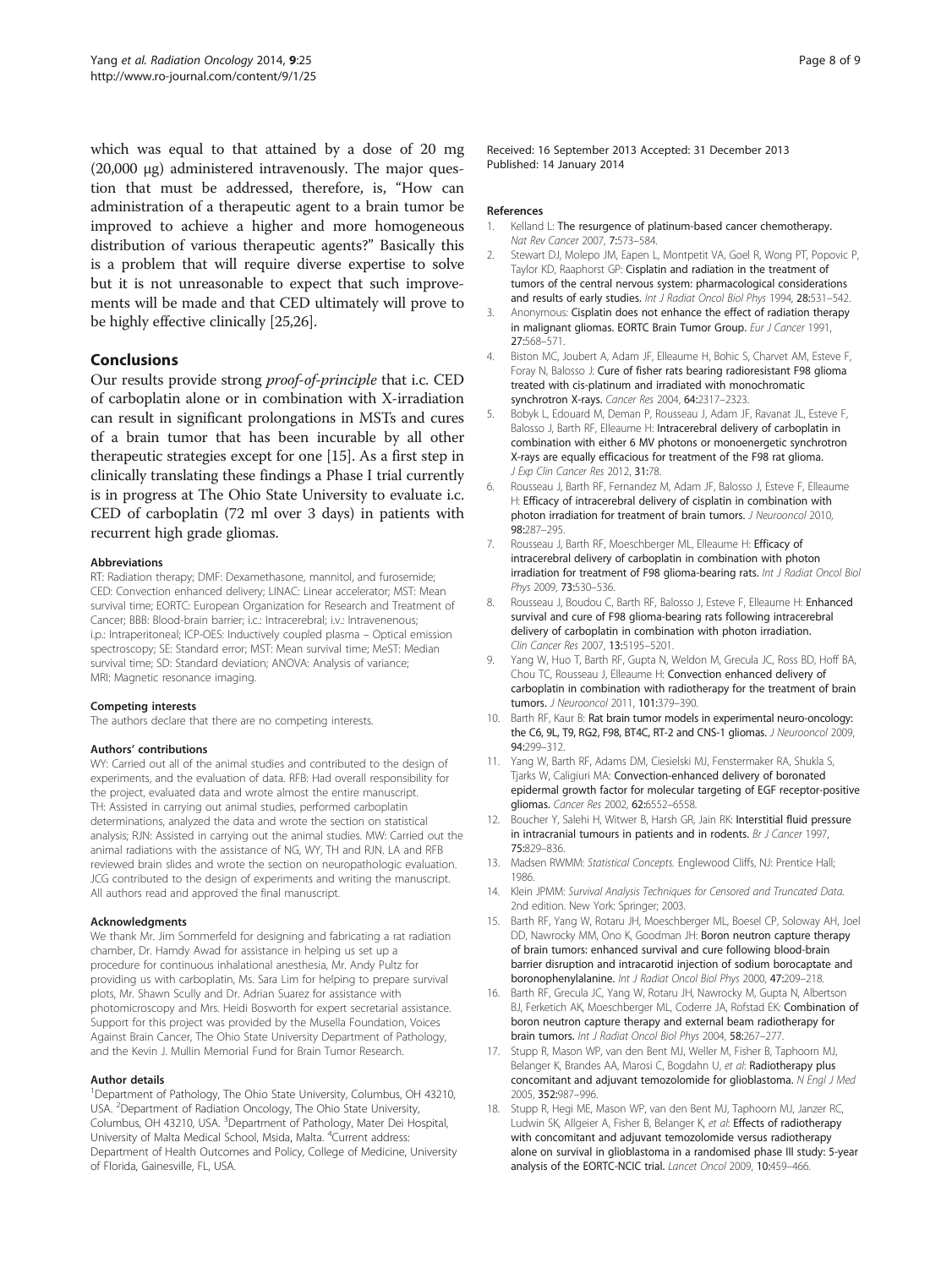which was equal to that attained by a dose of 20 mg (20,000 μg) administered intravenously. The major question that must be addressed, therefore, is, "How can administration of a therapeutic agent to a brain tumor be improved to achieve a higher and more homogeneous distribution of various therapeutic agents?" Basically this is a problem that will require diverse expertise to solve but it is not unreasonable to expect that such improvements will be made and that CED ultimately will prove to be highly effective clinically [25,26].

## Conclusions

Our results provide strong *proof-of-principle* that i.c. CED of carboplatin alone or in combination with X-irradiation can result in significant prolongations in MSTs and cures of a brain tumor that has been incurable by all other therapeutic strategies except for one [15]. As a first step in clinically translating these findings a Phase I trial currently is in progress at The Ohio State University to evaluate i.c. CED of carboplatin (72 ml over 3 days) in patients with recurrent high grade gliomas.

#### Abbreviations

RT: Radiation therapy; DMF: Dexamethasone, mannitol, and furosemide; CED: Convection enhanced delivery; LINAC: Linear accelerator; MST: Mean survival time; EORTC: European Organization for Research and Treatment of Cancer; BBB: Blood-brain barrier; i.c.: Intracerebral; i.v.: Intravenenous; i.p.: Intraperitoneal; ICP-OES: Inductively coupled plasma – Optical emission spectroscopy; SE: Standard error; MST: Mean survival time; MeST: Median survival time; SD: Standard deviation; ANOVA: Analysis of variance; MRI: Magnetic resonance imaging.

#### Competing interests

The authors declare that there are no competing interests.

#### Authors' contributions

WY: Carried out all of the animal studies and contributed to the design of experiments, and the evaluation of data. RFB: Had overall responsibility for the project, evaluated data and wrote almost the entire manuscript. TH: Assisted in carrying out animal studies, performed carboplatin determinations, analyzed the data and wrote the section on statistical analysis; RJN: Assisted in carrying out the animal studies. MW: Carried out the animal radiations with the assistance of NG, WY, TH and RJN. LA and RFB reviewed brain slides and wrote the section on neuropathologic evaluation. JCG contributed to the design of experiments and writing the manuscript. All authors read and approved the final manuscript.

#### Acknowledgments

We thank Mr. Jim Sommerfeld for designing and fabricating a rat radiation chamber, Dr. Hamdy Awad for assistance in helping us set up a procedure for continuous inhalational anesthesia, Mr. Andy Pultz for providing us with carboplatin, Ms. Sara Lim for helping to prepare survival plots, Mr. Shawn Scully and Dr. Adrian Suarez for assistance with photomicroscopy and Mrs. Heidi Bosworth for expert secretarial assistance. Support for this project was provided by the Musella Foundation, Voices Against Brain Cancer, The Ohio State University Department of Pathology, and the Kevin J. Mullin Memorial Fund for Brain Tumor Research.

#### Author details

[1]Department of Pathology, The Ohio State University, Columbus, OH 43210, USA. [2]Department of Radiation Oncology, The Ohio State University, Columbus, OH 43210, USA. [3]Department of Pathology, Mater Dei Hospital, University of Malta Medical School, Msida, Malta. [4]Current address: Department of Health Outcomes and Policy, College of Medicine, University of Florida, Gainesville, FL, USA.

Received: 16 September 2013 Accepted: 31 December 2013
Published: 14 January 2014

#### References

1. Kelland L: **The resurgence of platinum-based cancer chemotherapy.** *Nat Rev Cancer* 2007, **7:**573–584.
2. Stewart DJ, Molepo JM, Eapen L, Montpetit VA, Goel R, Wong PT, Popovic P, Taylor KD, Raaphorst GP: **Cisplatin and radiation in the treatment of tumors of the central nervous system: pharmacological considerations and results of early studies.** *Int J Radiat Oncol Biol Phys* 1994, **28:**531–542.
3. Anonymous: **Cisplatin does not enhance the effect of radiation therapy in malignant gliomas. EORTC Brain Tumor Group.** *Eur J Cancer* 1991, **27:**568–571.
4. Biston MC, Joubert A, Adam JF, Elleaume H, Bohic S, Charvet AM, Esteve F, Foray N, Balosso J: **Cure of fisher rats bearing radioresistant F98 glioma treated with cis-platinum and irradiated with monochromatic synchrotron X-rays.** *Cancer Res* 2004, **64:**2317–2323.
5. Bobyk L, Edouard M, Deman P, Rousseau J, Adam JF, Ravanat JL, Esteve F, Balosso J, Barth RF, Elleaume H: **Intracerebral delivery of carboplatin in combination with either 6 MV photons or monoenergetic synchrotron X-rays are equally efficacious for treatment of the F98 rat glioma.** *J Exp Clin Cancer Res* 2012, **31:**78.
6. Rousseau J, Barth RF, Fernandez M, Adam JF, Balosso J, Esteve F, Elleaume H: **Efficacy of intracerebral delivery of cisplatin in combination with photon irradiation for treatment of brain tumors.** *J Neurooncol* 2010, **98:**287–295.
7. Rousseau J, Barth RF, Moeschberger ML, Elleaume H: **Efficacy of intracerebral delivery of carboplatin in combination with photon irradiation for treatment of F98 glioma-bearing rats.** *Int J Radiat Oncol Biol Phys* 2009, **73:**530–536.
8. Rousseau J, Boudou C, Barth RF, Balosso J, Esteve F, Elleaume H: **Enhanced survival and cure of F98 glioma-bearing rats following intracerebral delivery of carboplatin in combination with photon irradiation.** *Clin Cancer Res* 2007, **13:**5195–5201.
9. Yang W, Huo T, Barth RF, Gupta N, Weldon M, Grecula JC, Ross BD, Hoff BA, Chou TC, Rousseau J, Elleaume H: **Convection enhanced delivery of carboplatin in combination with radiotherapy for the treatment of brain tumors.** *J Neurooncol* 2011, **101:**379–390.
10. Barth RF, Kaur B: **Rat brain tumor models in experimental neuro-oncology: the C6, 9L, T9, RG2, F98, BT4C, RT-2 and CNS-1 gliomas.** *J Neurooncol* 2009, **94:**299–312.
11. Yang W, Barth RF, Adams DM, Ciesielski MJ, Fenstermaker RA, Shukla S, Tjarks W, Caligiuri MA: **Convection-enhanced delivery of boronated epidermal growth factor for molecular targeting of EGF receptor-positive gliomas.** *Cancer Res* 2002, **62:**6552–6558.
12. Boucher Y, Salehi H, Witwer B, Harsh GR, Jain RK: **Interstitial fluid pressure in intracranial tumours in patients and in rodents.** *Br J Cancer* 1997, **75:**829–836.
13. Madsen RWMM: *Statistical Concepts.* Englewood Cliffs, NJ: Prentice Hall; 1986.
14. Klein JPMM: *Survival Analysis Techniques for Censored and Truncated Data.* 2nd edition. New York: Springer; 2003.
15. Barth RF, Yang W, Rotaru JH, Moeschberger ML, Boesel CP, Soloway AH, Joel DD, Nawrocky MM, Ono K, Goodman JH: **Boron neutron capture therapy of brain tumors: enhanced survival and cure following blood-brain barrier disruption and intracarotid injection of sodium borocaptate and boronophenylalanine.** *Int J Radiat Oncol Biol Phys* 2000, **47:**209–218.
16. Barth RF, Grecula JC, Yang W, Rotaru JH, Nawrocky M, Gupta N, Albertson BJ, Ferketich AK, Moeschberger ML, Coderre JA, Rofstad EK: **Combination of boron neutron capture therapy and external beam radiotherapy for brain tumors.** *Int J Radiat Oncol Biol Phys* 2004, **58:**267–277.
17. Stupp R, Mason WP, van den Bent MJ, Weller M, Fisher B, Taphoorn MJ, Belanger K, Brandes AA, Marosi C, Bogdahn U, *et al*: **Radiotherapy plus concomitant and adjuvant temozolomide for glioblastoma.** *N Engl J Med* 2005, **352:**987–996.
18. Stupp R, Hegi ME, Mason WP, van den Bent MJ, Taphoorn MJ, Janzer RC, Ludwin SK, Allgeier A, Fisher B, Belanger K, *et al*: **Effects of radiotherapy with concomitant and adjuvant temozolomide versus radiotherapy alone on survival in glioblastoma in a randomised phase III study: 5-year analysis of the EORTC-NCIC trial.** *Lancet Oncol* 2009, **10:**459–466.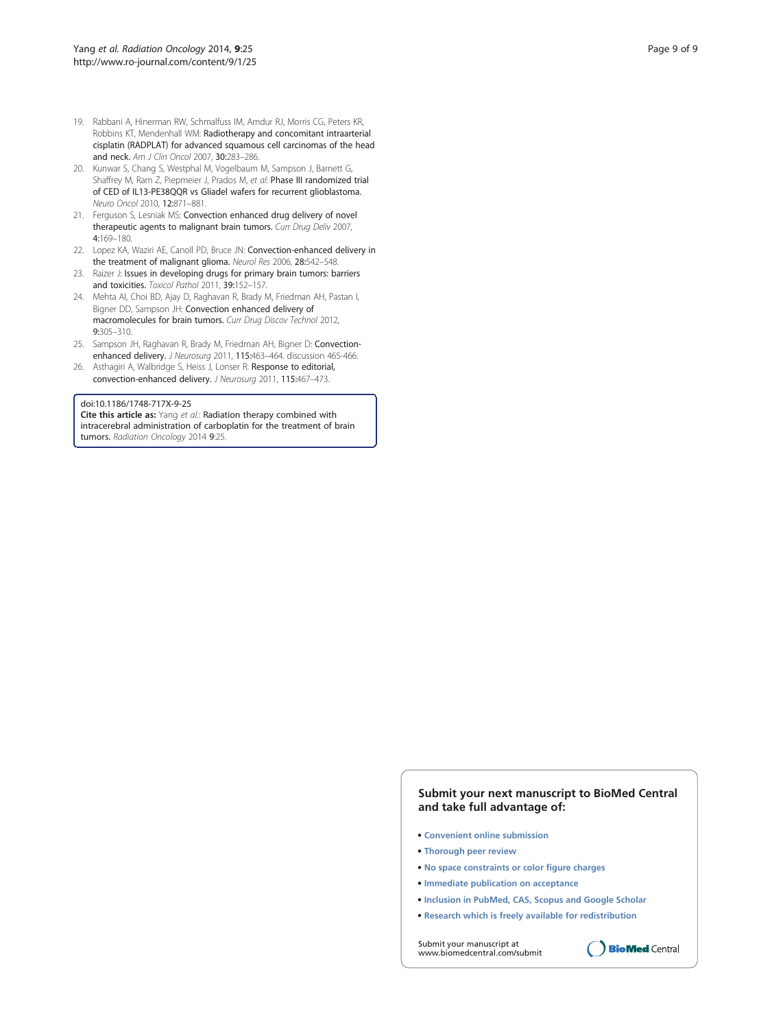19. Rabbani A, Hinerman RW, Schmalfuss IM, Amdur RJ, Morris CG, Peters KR, Robbins KT, Mendenhall WM: **Radiotherapy and concomitant intraarterial cisplatin (RADPLAT) for advanced squamous cell carcinomas of the head and neck.** *Am J Clin Oncol* 2007, **30:**283–286.
20. Kunwar S, Chang S, Westphal M, Vogelbaum M, Sampson J, Barnett G, Shaffrey M, Ram Z, Piepmeier J, Prados M, *et al*: **Phase III randomized trial of CED of IL13-PE38QQR vs Gliadel wafers for recurrent glioblastoma.** *Neuro Oncol* 2010, **12:**871–881.
21. Ferguson S, Lesniak MS: **Convection enhanced drug delivery of novel therapeutic agents to malignant brain tumors.** *Curr Drug Deliv* 2007, **4:**169–180.
22. Lopez KA, Waziri AE, Canoll PD, Bruce JN: **Convection-enhanced delivery in the treatment of malignant glioma.** *Neurol Res* 2006, **28:**542–548.
23. Raizer J: **Issues in developing drugs for primary brain tumors: barriers and toxicities.** *Toxicol Pathol* 2011, **39:**152–157.
24. Mehta AI, Choi BD, Ajay D, Raghavan R, Brady M, Friedman AH, Pastan I, Bigner DD, Sampson JH: **Convection enhanced delivery of macromolecules for brain tumors.** *Curr Drug Discov Technol* 2012, **9:**305–310.
25. Sampson JH, Raghavan R, Brady M, Friedman AH, Bigner D: **Convection-enhanced delivery.** *J Neurosurg* 2011, **115:**463–464. discussion 465-466.
26. Asthagiri A, Walbridge S, Heiss J, Lonser R: **Response to editorial, convection-enhanced delivery.** *J Neurosurg* 2011, **115:**467–473.

doi:10.1186/1748-717X-9-25
**Cite this article as:** Yang *et al.*: Radiation therapy combined with intracerebral administration of carboplatin for the treatment of brain tumors. *Radiation Oncology* 2014 **9**:25.

**Submit your next manuscript to BioMed Central and take full advantage of:**

- **Convenient online submission**
- **Thorough peer review**
- **No space constraints or color figure charges**
- **Immediate publication on acceptance**
- **Inclusion in PubMed, CAS, Scopus and Google Scholar**
- **Research which is freely available for redistribution**

Submit your manuscript at
www.biomedcentral.com/submit

BioMed Central